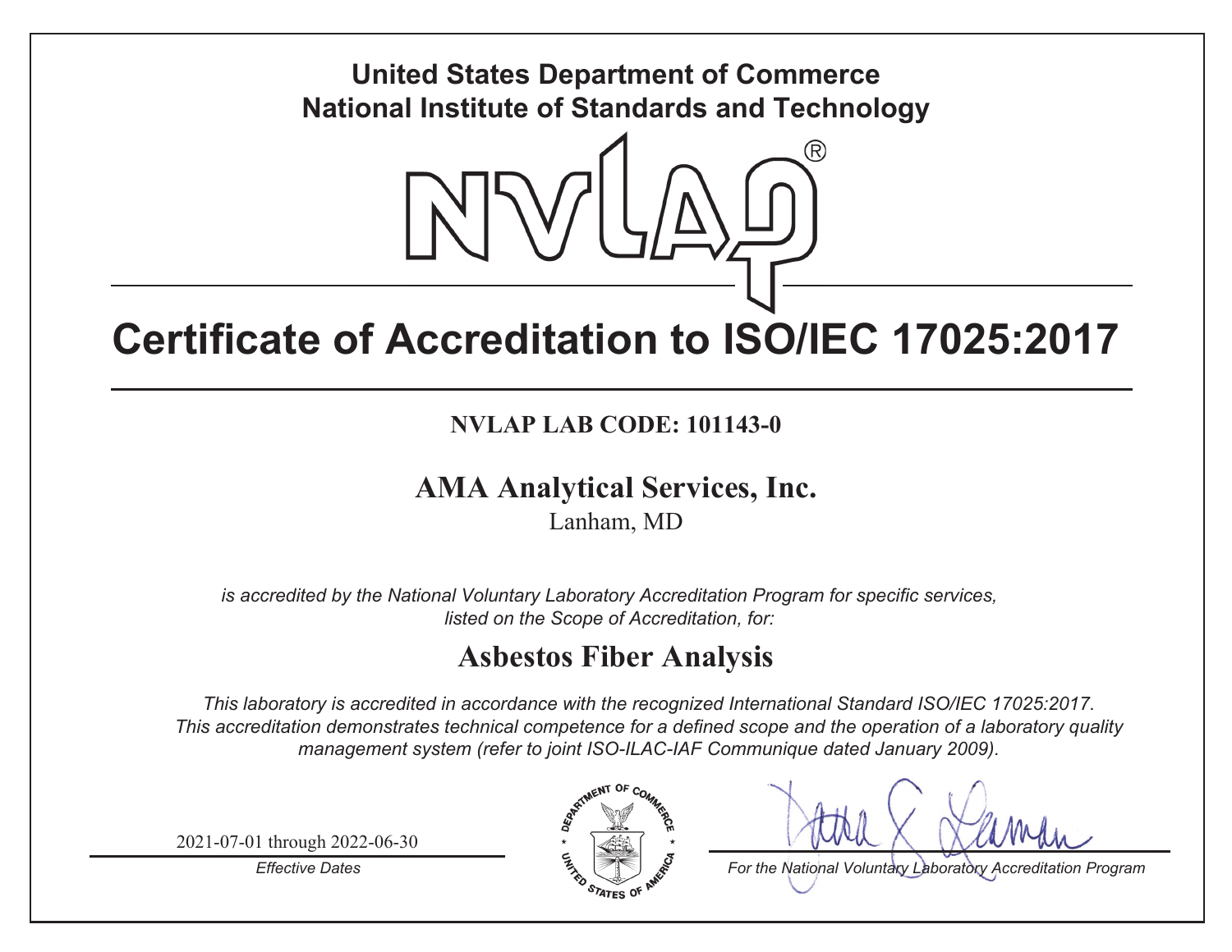**United States Department of Commerce**
**National Institute of Standards and Technology**

NVLAP®

# Certificate of Accreditation to ISO/IEC 17025:2017

**NVLAP LAB CODE: 101143-0**

## AMA Analytical Services, Inc.

Lanham, MD

*is accredited by the National Voluntary Laboratory Accreditation Program for specific services, listed on the Scope of Accreditation, for:*

## Asbestos Fiber Analysis

*This laboratory is accredited in accordance with the recognized International Standard ISO/IEC 17025:2017. This accreditation demonstrates technical competence for a defined scope and the operation of a laboratory quality management system (refer to joint ISO-ILAC-IAF Communique dated January 2009).*

2021-07-01 through 2022-06-30

*Effective Dates*

*For the National Voluntary Laboratory Accreditation Program*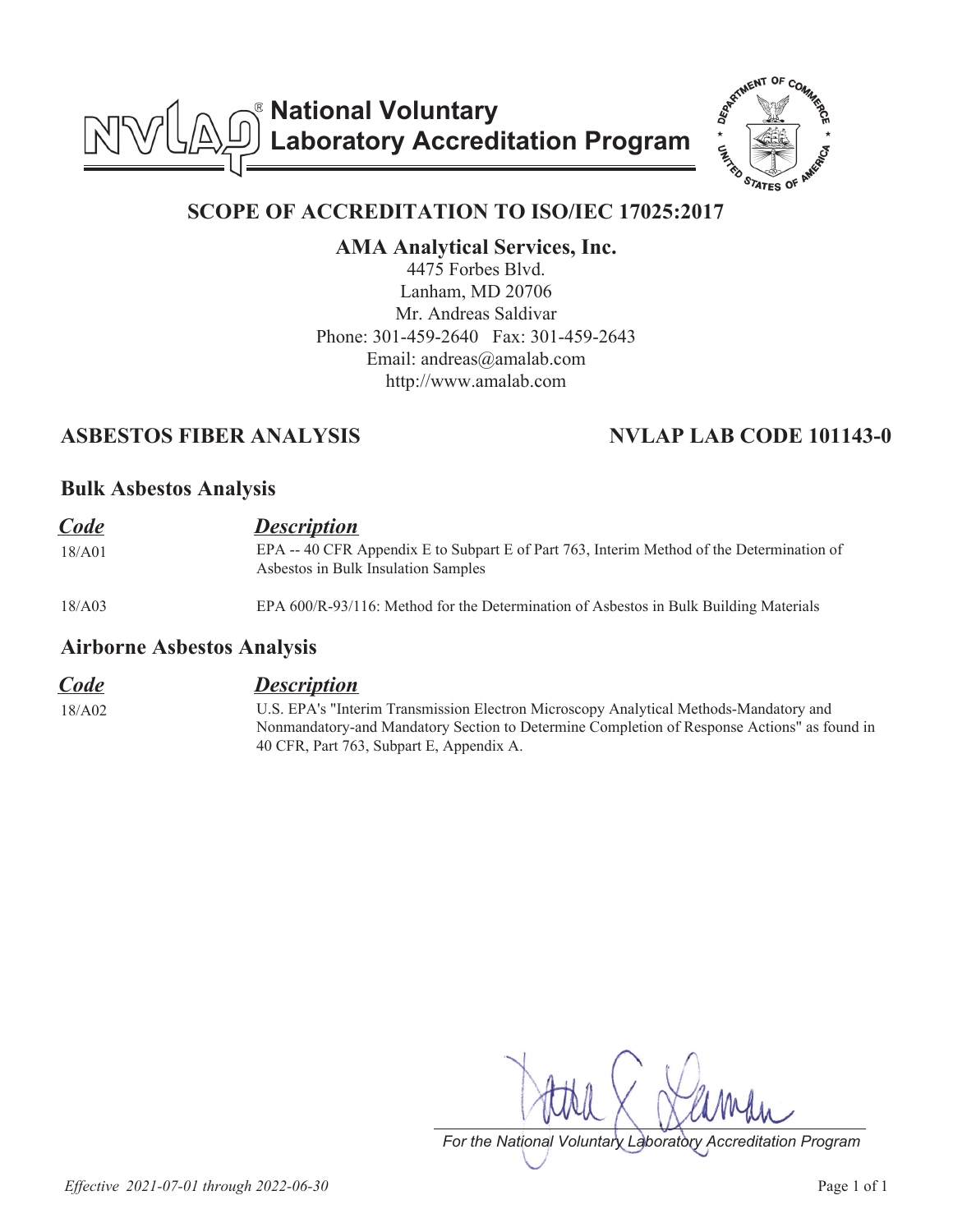# National Voluntary Laboratory Accreditation Program

## SCOPE OF ACCREDITATION TO ISO/IEC 17025:2017

**AMA Analytical Services, Inc.**
4475 Forbes Blvd.
Lanham, MD 20706
Mr. Andreas Saldivar
Phone: 301-459-2640   Fax: 301-459-2643
Email: andreas@amalab.com
http://www.amalab.com

## ASBESTOS FIBER ANALYSIS — NVLAP LAB CODE 101143-0

### Bulk Asbestos Analysis

| ***Code*** | ***Description*** |
|---|---|
| 18/A01 | EPA -- 40 CFR Appendix E to Subpart E of Part 763, Interim Method of the Determination of Asbestos in Bulk Insulation Samples |
| 18/A03 | EPA 600/R-93/116: Method for the Determination of Asbestos in Bulk Building Materials |

### Airborne Asbestos Analysis

| ***Code*** | ***Description*** |
|---|---|
| 18/A02 | U.S. EPA's "Interim Transmission Electron Microscopy Analytical Methods-Mandatory and Nonmandatory-and Mandatory Section to Determine Completion of Response Actions" as found in 40 CFR, Part 763, Subpart E, Appendix A. |

*For the National Voluntary Laboratory Accreditation Program*

*Effective 2021-07-01 through 2022-06-30*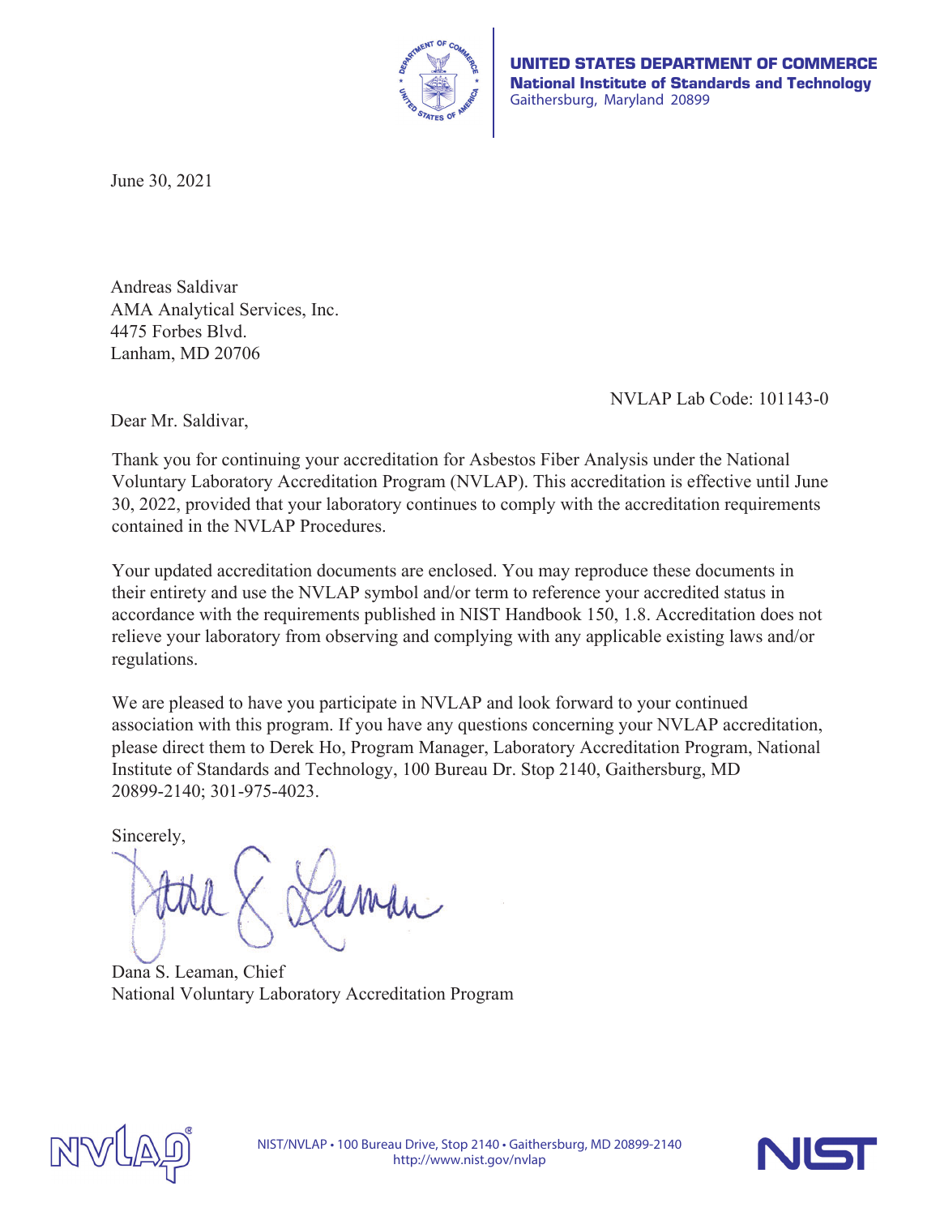**UNITED STATES DEPARTMENT OF COMMERCE**
**National Institute of Standards and Technology**
Gaithersburg, Maryland 20899

June 30, 2021

Andreas Saldivar
AMA Analytical Services, Inc.
4475 Forbes Blvd.
Lanham, MD 20706

NVLAP Lab Code: 101143-0

Dear Mr. Saldivar,

Thank you for continuing your accreditation for Asbestos Fiber Analysis under the National Voluntary Laboratory Accreditation Program (NVLAP). This accreditation is effective until June 30, 2022, provided that your laboratory continues to comply with the accreditation requirements contained in the NVLAP Procedures.

Your updated accreditation documents are enclosed. You may reproduce these documents in their entirety and use the NVLAP symbol and/or term to reference your accredited status in accordance with the requirements published in NIST Handbook 150, 1.8. Accreditation does not relieve your laboratory from observing and complying with any applicable existing laws and/or regulations.

We are pleased to have you participate in NVLAP and look forward to your continued association with this program. If you have any questions concerning your NVLAP accreditation, please direct them to Derek Ho, Program Manager, Laboratory Accreditation Program, National Institute of Standards and Technology, 100 Bureau Dr. Stop 2140, Gaithersburg, MD 20899-2140; 301-975-4023.

Sincerely,

Dana S. Leaman, Chief
National Voluntary Laboratory Accreditation Program

NIST/NVLAP • 100 Bureau Drive, Stop 2140 • Gaithersburg, MD 20899-2140
http://www.nist.gov/nvlap